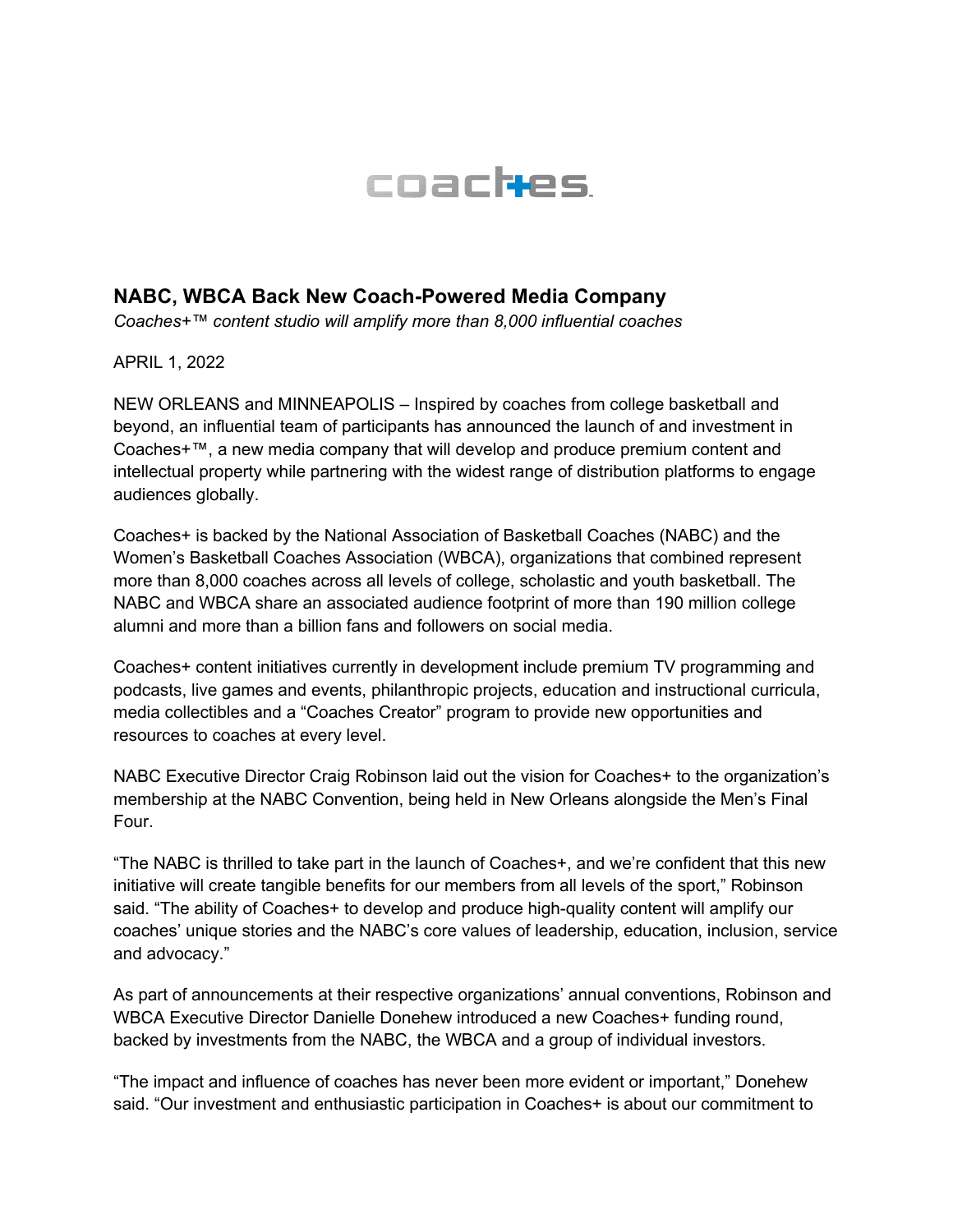coaches

## NABC, WBCA Back New Coach-Powered Media Company

*Coaches+™ content studio will amplify more than 8,000 influential coaches*

APRIL 1, 2022

NEW ORLEANS and MINNEAPOLIS – Inspired by coaches from college basketball and beyond, an influential team of participants has announced the launch of and investment in Coaches+™, a new media company that will develop and produce premium content and intellectual property while partnering with the widest range of distribution platforms to engage audiences globally.

Coaches+ is backed by the National Association of Basketball Coaches (NABC) and the Women's Basketball Coaches Association (WBCA), organizations that combined represent more than 8,000 coaches across all levels of college, scholastic and youth basketball. The NABC and WBCA share an associated audience footprint of more than 190 million college alumni and more than a billion fans and followers on social media.

Coaches+ content initiatives currently in development include premium TV programming and podcasts, live games and events, philanthropic projects, education and instructional curricula, media collectibles and a "Coaches Creator" program to provide new opportunities and resources to coaches at every level.

NABC Executive Director Craig Robinson laid out the vision for Coaches+ to the organization's membership at the NABC Convention, being held in New Orleans alongside the Men's Final Four.

"The NABC is thrilled to take part in the launch of Coaches+, and we're confident that this new initiative will create tangible benefits for our members from all levels of the sport," Robinson said. "The ability of Coaches+ to develop and produce high-quality content will amplify our coaches' unique stories and the NABC's core values of leadership, education, inclusion, service and advocacy."

As part of announcements at their respective organizations' annual conventions, Robinson and WBCA Executive Director Danielle Donehew introduced a new Coaches+ funding round, backed by investments from the NABC, the WBCA and a group of individual investors.

"The impact and influence of coaches has never been more evident or important," Donehew said. "Our investment and enthusiastic participation in Coaches+ is about our commitment to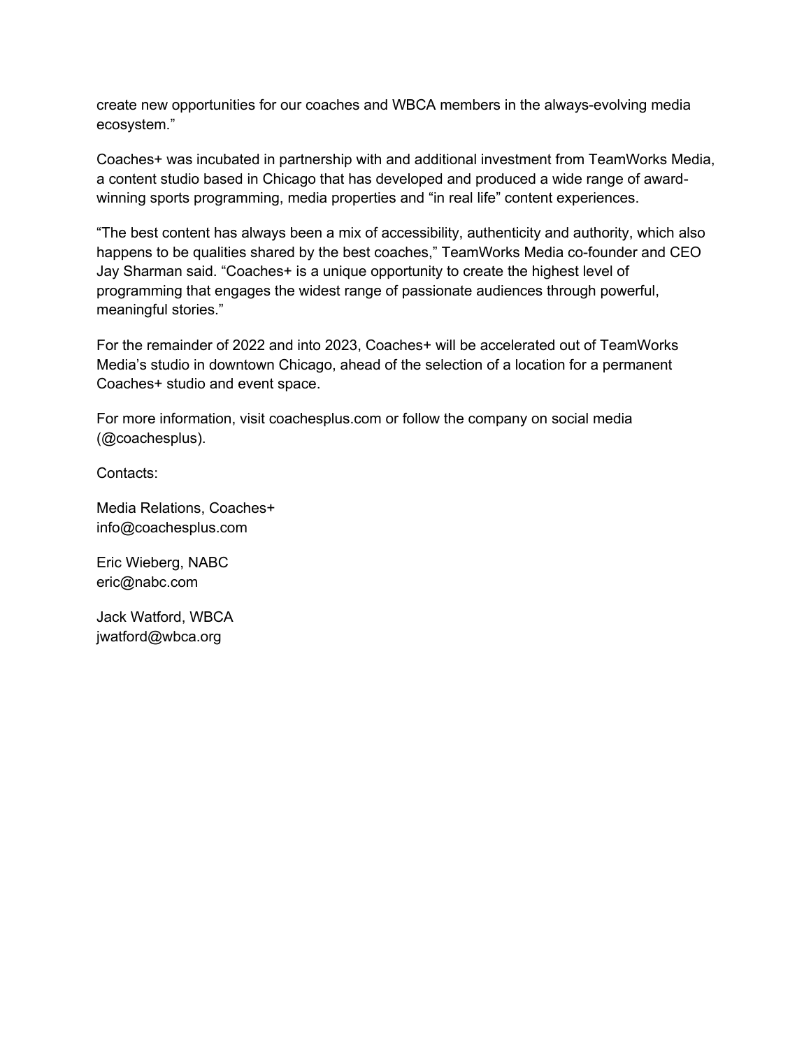create new opportunities for our coaches and WBCA members in the always-evolving media ecosystem."

Coaches+ was incubated in partnership with and additional investment from TeamWorks Media, a content studio based in Chicago that has developed and produced a wide range of award-winning sports programming, media properties and "in real life" content experiences.

"The best content has always been a mix of accessibility, authenticity and authority, which also happens to be qualities shared by the best coaches," TeamWorks Media co-founder and CEO Jay Sharman said. "Coaches+ is a unique opportunity to create the highest level of programming that engages the widest range of passionate audiences through powerful, meaningful stories."

For the remainder of 2022 and into 2023, Coaches+ will be accelerated out of TeamWorks Media's studio in downtown Chicago, ahead of the selection of a location for a permanent Coaches+ studio and event space.

For more information, visit coachesplus.com or follow the company on social media (@coachesplus).

Contacts:

Media Relations, Coaches+
info@coachesplus.com

Eric Wieberg, NABC
eric@nabc.com

Jack Watford, WBCA
jwatford@wbca.org